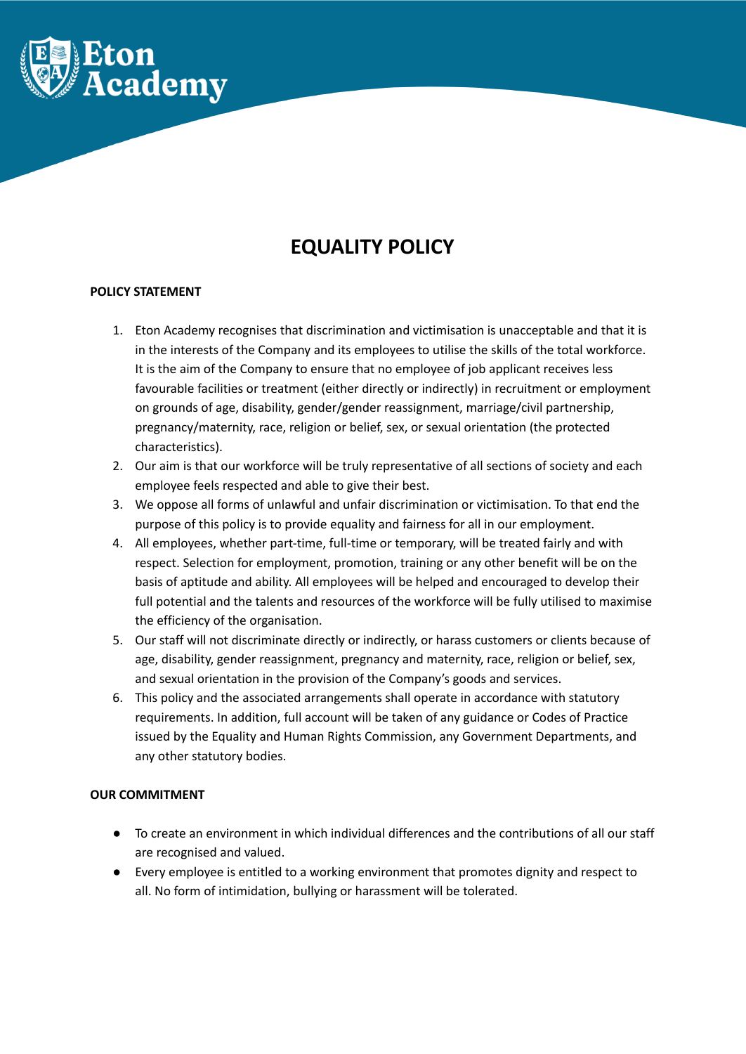Eton Academy

# EQUALITY POLICY

**POLICY STATEMENT**

1. Eton Academy recognises that discrimination and victimisation is unacceptable and that it is in the interests of the Company and its employees to utilise the skills of the total workforce. It is the aim of the Company to ensure that no employee of job applicant receives less favourable facilities or treatment (either directly or indirectly) in recruitment or employment on grounds of age, disability, gender/gender reassignment, marriage/civil partnership, pregnancy/maternity, race, religion or belief, sex, or sexual orientation (the protected characteristics).
2. Our aim is that our workforce will be truly representative of all sections of society and each employee feels respected and able to give their best.
3. We oppose all forms of unlawful and unfair discrimination or victimisation. To that end the purpose of this policy is to provide equality and fairness for all in our employment.
4. All employees, whether part-time, full-time or temporary, will be treated fairly and with respect. Selection for employment, promotion, training or any other benefit will be on the basis of aptitude and ability. All employees will be helped and encouraged to develop their full potential and the talents and resources of the workforce will be fully utilised to maximise the efficiency of the organisation.
5. Our staff will not discriminate directly or indirectly, or harass customers or clients because of age, disability, gender reassignment, pregnancy and maternity, race, religion or belief, sex, and sexual orientation in the provision of the Company's goods and services.
6. This policy and the associated arrangements shall operate in accordance with statutory requirements. In addition, full account will be taken of any guidance or Codes of Practice issued by the Equality and Human Rights Commission, any Government Departments, and any other statutory bodies.

**OUR COMMITMENT**

- To create an environment in which individual differences and the contributions of all our staff are recognised and valued.
- Every employee is entitled to a working environment that promotes dignity and respect to all. No form of intimidation, bullying or harassment will be tolerated.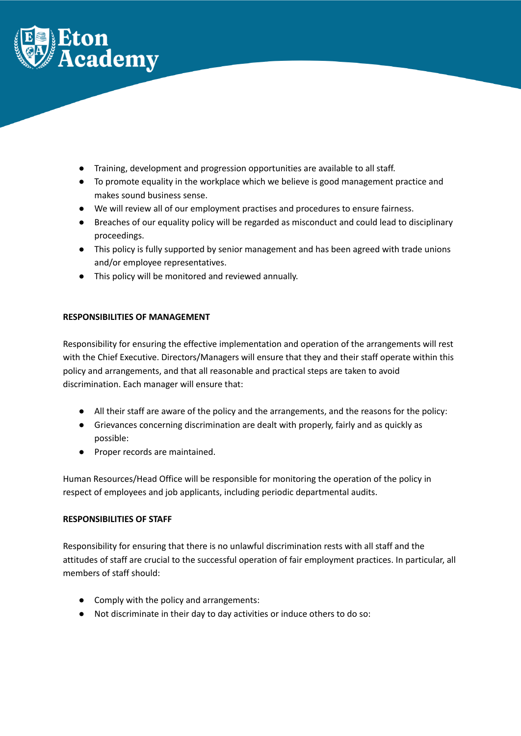- Training, development and progression opportunities are available to all staff.
- To promote equality in the workplace which we believe is good management practice and makes sound business sense.
- We will review all of our employment practises and procedures to ensure fairness.
- Breaches of our equality policy will be regarded as misconduct and could lead to disciplinary proceedings.
- This policy is fully supported by senior management and has been agreed with trade unions and/or employee representatives.
- This policy will be monitored and reviewed annually.

**RESPONSIBILITIES OF MANAGEMENT**

Responsibility for ensuring the effective implementation and operation of the arrangements will rest with the Chief Executive. Directors/Managers will ensure that they and their staff operate within this policy and arrangements, and that all reasonable and practical steps are taken to avoid discrimination. Each manager will ensure that:

- All their staff are aware of the policy and the arrangements, and the reasons for the policy:
- Grievances concerning discrimination are dealt with properly, fairly and as quickly as possible:
- Proper records are maintained.

Human Resources/Head Office will be responsible for monitoring the operation of the policy in respect of employees and job applicants, including periodic departmental audits.

**RESPONSIBILITIES OF STAFF**

Responsibility for ensuring that there is no unlawful discrimination rests with all staff and the attitudes of staff are crucial to the successful operation of fair employment practices. In particular, all members of staff should:

- Comply with the policy and arrangements:
- Not discriminate in their day to day activities or induce others to do so: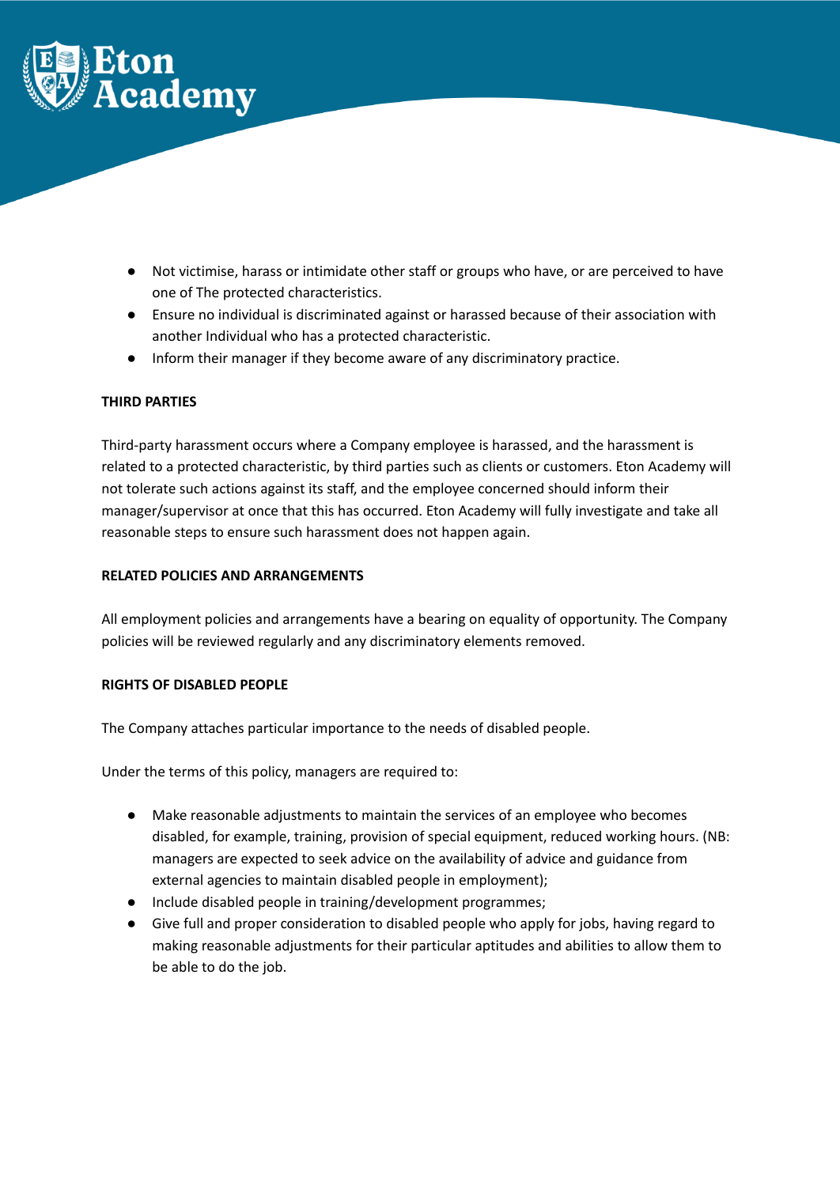- Not victimise, harass or intimidate other staff or groups who have, or are perceived to have one of The protected characteristics.
- Ensure no individual is discriminated against or harassed because of their association with another Individual who has a protected characteristic.
- Inform their manager if they become aware of any discriminatory practice.

**THIRD PARTIES**

Third-party harassment occurs where a Company employee is harassed, and the harassment is related to a protected characteristic, by third parties such as clients or customers. Eton Academy will not tolerate such actions against its staff, and the employee concerned should inform their manager/supervisor at once that this has occurred. Eton Academy will fully investigate and take all reasonable steps to ensure such harassment does not happen again.

**RELATED POLICIES AND ARRANGEMENTS**

All employment policies and arrangements have a bearing on equality of opportunity. The Company policies will be reviewed regularly and any discriminatory elements removed.

**RIGHTS OF DISABLED PEOPLE**

The Company attaches particular importance to the needs of disabled people.

Under the terms of this policy, managers are required to:

- Make reasonable adjustments to maintain the services of an employee who becomes disabled, for example, training, provision of special equipment, reduced working hours. (NB: managers are expected to seek advice on the availability of advice and guidance from external agencies to maintain disabled people in employment);
- Include disabled people in training/development programmes;
- Give full and proper consideration to disabled people who apply for jobs, having regard to making reasonable adjustments for their particular aptitudes and abilities to allow them to be able to do the job.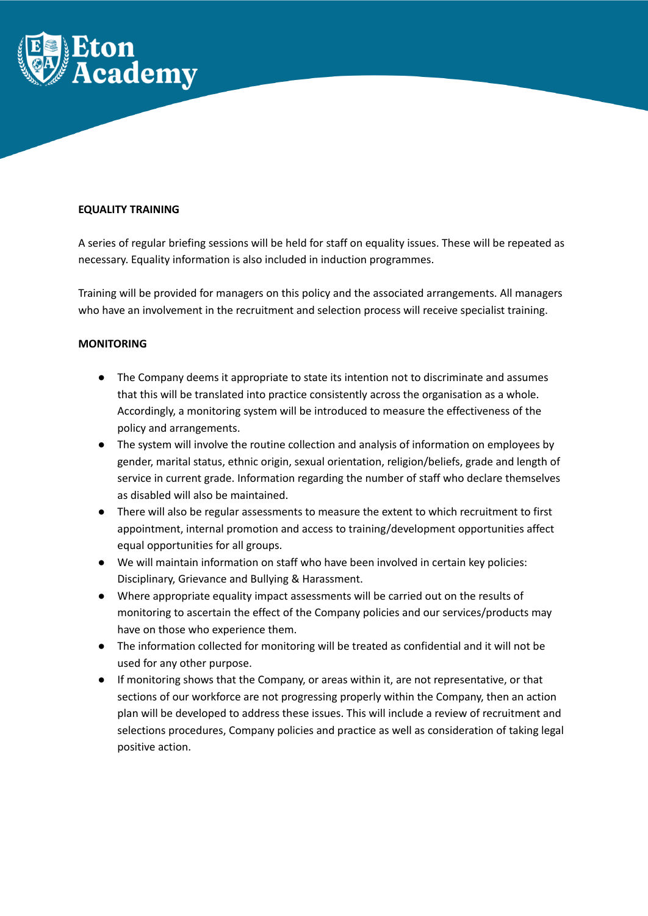**EQUALITY TRAINING**

A series of regular briefing sessions will be held for staff on equality issues. These will be repeated as necessary. Equality information is also included in induction programmes.

Training will be provided for managers on this policy and the associated arrangements. All managers who have an involvement in the recruitment and selection process will receive specialist training.

**MONITORING**

- The Company deems it appropriate to state its intention not to discriminate and assumes that this will be translated into practice consistently across the organisation as a whole. Accordingly, a monitoring system will be introduced to measure the effectiveness of the policy and arrangements.
- The system will involve the routine collection and analysis of information on employees by gender, marital status, ethnic origin, sexual orientation, religion/beliefs, grade and length of service in current grade. Information regarding the number of staff who declare themselves as disabled will also be maintained.
- There will also be regular assessments to measure the extent to which recruitment to first appointment, internal promotion and access to training/development opportunities affect equal opportunities for all groups.
- We will maintain information on staff who have been involved in certain key policies: Disciplinary, Grievance and Bullying & Harassment.
- Where appropriate equality impact assessments will be carried out on the results of monitoring to ascertain the effect of the Company policies and our services/products may have on those who experience them.
- The information collected for monitoring will be treated as confidential and it will not be used for any other purpose.
- If monitoring shows that the Company, or areas within it, are not representative, or that sections of our workforce are not progressing properly within the Company, then an action plan will be developed to address these issues. This will include a review of recruitment and selections procedures, Company policies and practice as well as consideration of taking legal positive action.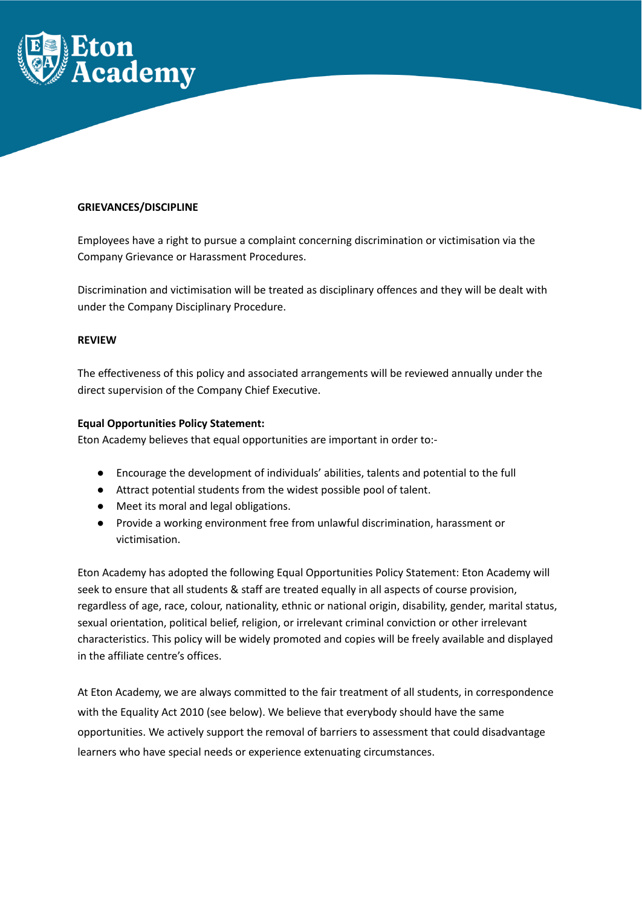**GRIEVANCES/DISCIPLINE**

Employees have a right to pursue a complaint concerning discrimination or victimisation via the Company Grievance or Harassment Procedures.

Discrimination and victimisation will be treated as disciplinary offences and they will be dealt with under the Company Disciplinary Procedure.

**REVIEW**

The effectiveness of this policy and associated arrangements will be reviewed annually under the direct supervision of the Company Chief Executive.

**Equal Opportunities Policy Statement:**
Eton Academy believes that equal opportunities are important in order to:-

- Encourage the development of individuals' abilities, talents and potential to the full
- Attract potential students from the widest possible pool of talent.
- Meet its moral and legal obligations.
- Provide a working environment free from unlawful discrimination, harassment or victimisation.

Eton Academy has adopted the following Equal Opportunities Policy Statement: Eton Academy will seek to ensure that all students & staff are treated equally in all aspects of course provision, regardless of age, race, colour, nationality, ethnic or national origin, disability, gender, marital status, sexual orientation, political belief, religion, or irrelevant criminal conviction or other irrelevant characteristics. This policy will be widely promoted and copies will be freely available and displayed in the affiliate centre's offices.

At Eton Academy, we are always committed to the fair treatment of all students, in correspondence with the Equality Act 2010 (see below). We believe that everybody should have the same opportunities. We actively support the removal of barriers to assessment that could disadvantage learners who have special needs or experience extenuating circumstances.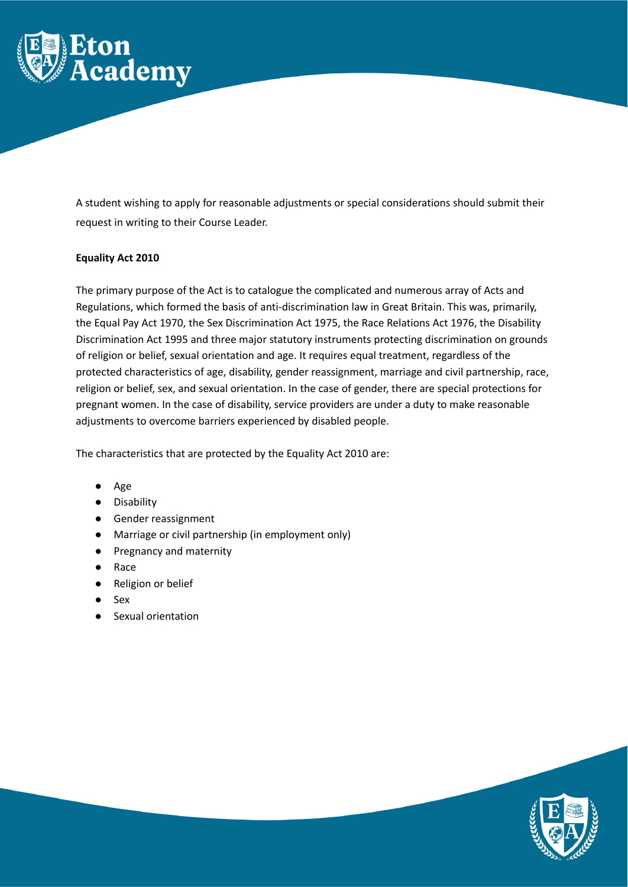A student wishing to apply for reasonable adjustments or special considerations should submit their request in writing to their Course Leader.

**Equality Act 2010**

The primary purpose of the Act is to catalogue the complicated and numerous array of Acts and Regulations, which formed the basis of anti-discrimination law in Great Britain. This was, primarily, the Equal Pay Act 1970, the Sex Discrimination Act 1975, the Race Relations Act 1976, the Disability Discrimination Act 1995 and three major statutory instruments protecting discrimination on grounds of religion or belief, sexual orientation and age. It requires equal treatment, regardless of the protected characteristics of age, disability, gender reassignment, marriage and civil partnership, race, religion or belief, sex, and sexual orientation. In the case of gender, there are special protections for pregnant women. In the case of disability, service providers are under a duty to make reasonable adjustments to overcome barriers experienced by disabled people.

The characteristics that are protected by the Equality Act 2010 are:

- Age
- Disability
- Gender reassignment
- Marriage or civil partnership (in employment only)
- Pregnancy and maternity
- Race
- Religion or belief
- Sex
- Sexual orientation